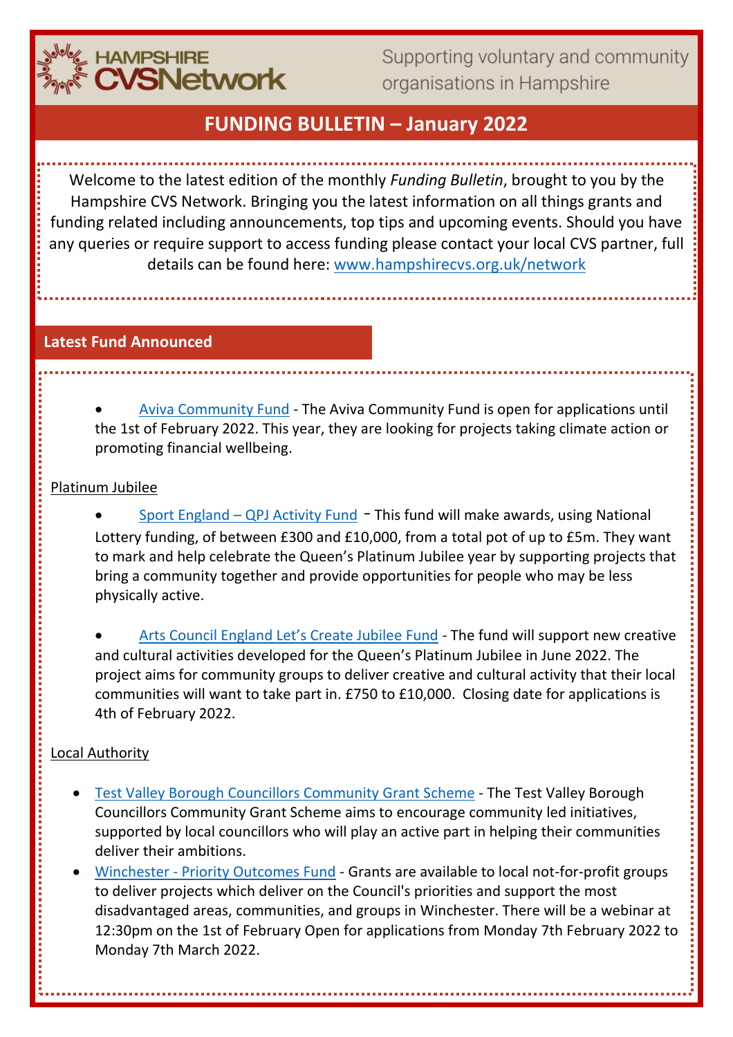HAMPSHIRE CVSNetwork

Supporting voluntary and community organisations in Hampshire

# FUNDING BULLETIN – January 2022

Welcome to the latest edition of the monthly *Funding Bulletin*, brought to you by the Hampshire CVS Network. Bringing you the latest information on all things grants and funding related including announcements, top tips and upcoming events. Should you have any queries or require support to access funding please contact your local CVS partner, full details can be found here: www.hampshirecvs.org.uk/network

## Latest Fund Announced

- Aviva Community Fund - The Aviva Community Fund is open for applications until the 1st of February 2022. This year, they are looking for projects taking climate action or promoting financial wellbeing.

Platinum Jubilee

- Sport England – QPJ Activity Fund - This fund will make awards, using National Lottery funding, of between £300 and £10,000, from a total pot of up to £5m. They want to mark and help celebrate the Queen's Platinum Jubilee year by supporting projects that bring a community together and provide opportunities for people who may be less physically active.

- Arts Council England Let's Create Jubilee Fund - The fund will support new creative and cultural activities developed for the Queen's Platinum Jubilee in June 2022. The project aims for community groups to deliver creative and cultural activity that their local communities will want to take part in. £750 to £10,000. Closing date for applications is 4th of February 2022.

Local Authority

- Test Valley Borough Councillors Community Grant Scheme - The Test Valley Borough Councillors Community Grant Scheme aims to encourage community led initiatives, supported by local councillors who will play an active part in helping their communities deliver their ambitions.
- Winchester - Priority Outcomes Fund - Grants are available to local not-for-profit groups to deliver projects which deliver on the Council's priorities and support the most disadvantaged areas, communities, and groups in Winchester. There will be a webinar at 12:30pm on the 1st of February Open for applications from Monday 7th February 2022 to Monday 7th March 2022.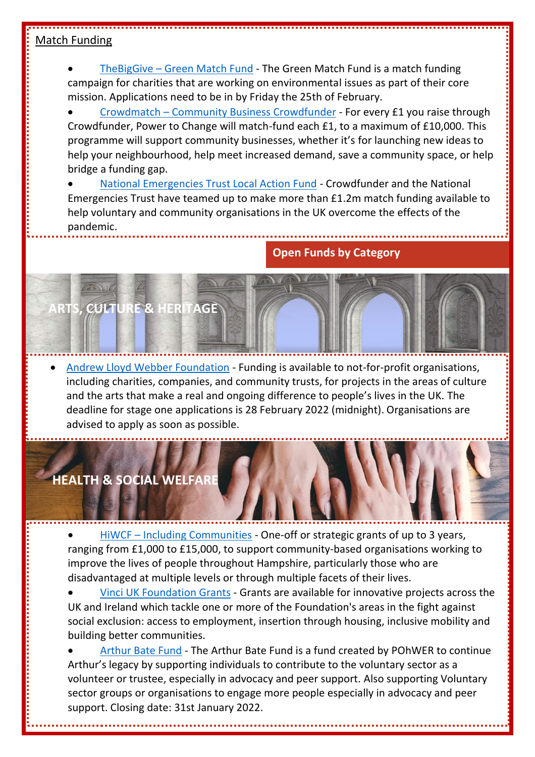## Match Funding

- TheBigGive – Green Match Fund - The Green Match Fund is a match funding campaign for charities that are working on environmental issues as part of their core mission. Applications need to be in by Friday the 25th of February.
- Crowdmatch – Community Business Crowdfunder - For every £1 you raise through Crowdfunder, Power to Change will match-fund each £1, to a maximum of £10,000. This programme will support community businesses, whether it's for launching new ideas to help your neighbourhood, help meet increased demand, save a community space, or help bridge a funding gap.
- National Emergencies Trust Local Action Fund - Crowdfunder and the National Emergencies Trust have teamed up to make more than £1.2m match funding available to help voluntary and community organisations in the UK overcome the effects of the pandemic.

## Open Funds by Category

### ARTS, CULTURE & HERITAGE

- Andrew Lloyd Webber Foundation - Funding is available to not-for-profit organisations, including charities, companies, and community trusts, for projects in the areas of culture and the arts that make a real and ongoing difference to people's lives in the UK. The deadline for stage one applications is 28 February 2022 (midnight). Organisations are advised to apply as soon as possible.

### HEALTH & SOCIAL WELFARE

- HiWCF – Including Communities - One-off or strategic grants of up to 3 years, ranging from £1,000 to £15,000, to support community-based organisations working to improve the lives of people throughout Hampshire, particularly those who are disadvantaged at multiple levels or through multiple facets of their lives.
- Vinci UK Foundation Grants - Grants are available for innovative projects across the UK and Ireland which tackle one or more of the Foundation's areas in the fight against social exclusion: access to employment, insertion through housing, inclusive mobility and building better communities.
- Arthur Bate Fund - The Arthur Bate Fund is a fund created by POhWER to continue Arthur's legacy by supporting individuals to contribute to the voluntary sector as a volunteer or trustee, especially in advocacy and peer support. Also supporting Voluntary sector groups or organisations to engage more people especially in advocacy and peer support. Closing date: 31st January 2022.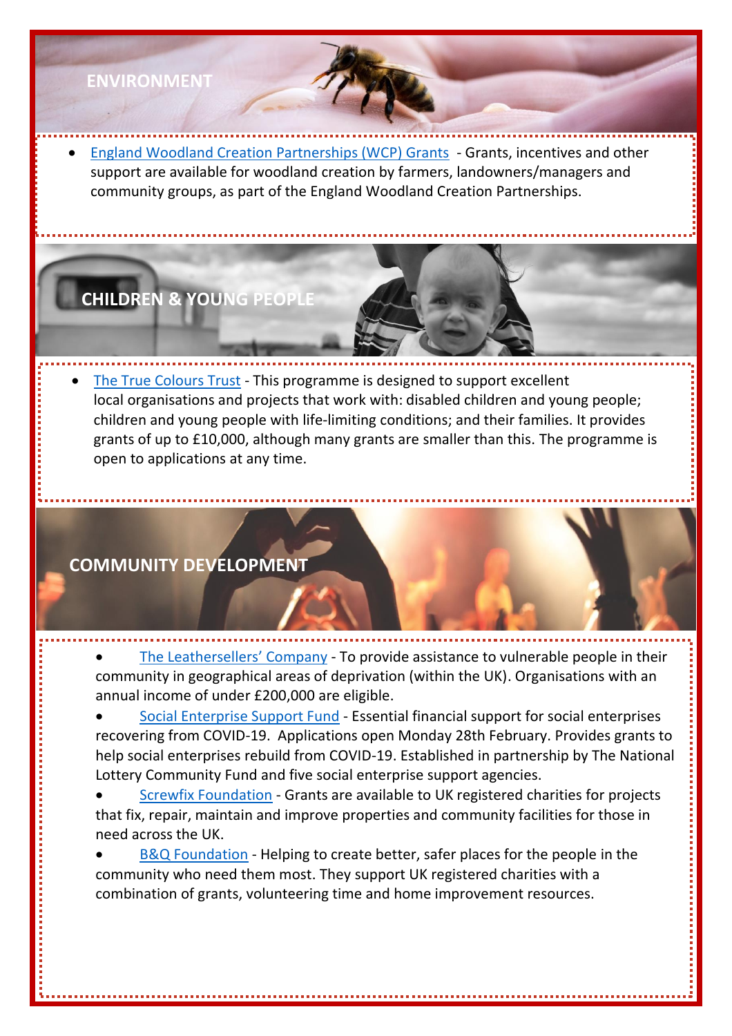## ENVIRONMENT

- England Woodland Creation Partnerships (WCP) Grants - Grants, incentives and other support are available for woodland creation by farmers, landowners/managers and community groups, as part of the England Woodland Creation Partnerships.

## CHILDREN & YOUNG PEOPLE

- The True Colours Trust - This programme is designed to support excellent local organisations and projects that work with: disabled children and young people; children and young people with life-limiting conditions; and their families. It provides grants of up to £10,000, although many grants are smaller than this. The programme is open to applications at any time.

## COMMUNITY DEVELOPMENT

- The Leathersellers' Company - To provide assistance to vulnerable people in their community in geographical areas of deprivation (within the UK). Organisations with an annual income of under £200,000 are eligible.
- Social Enterprise Support Fund - Essential financial support for social enterprises recovering from COVID-19. Applications open Monday 28th February. Provides grants to help social enterprises rebuild from COVID-19. Established in partnership by The National Lottery Community Fund and five social enterprise support agencies.
- Screwfix Foundation - Grants are available to UK registered charities for projects that fix, repair, maintain and improve properties and community facilities for those in need across the UK.
- B&Q Foundation - Helping to create better, safer places for the people in the community who need them most. They support UK registered charities with a combination of grants, volunteering time and home improvement resources.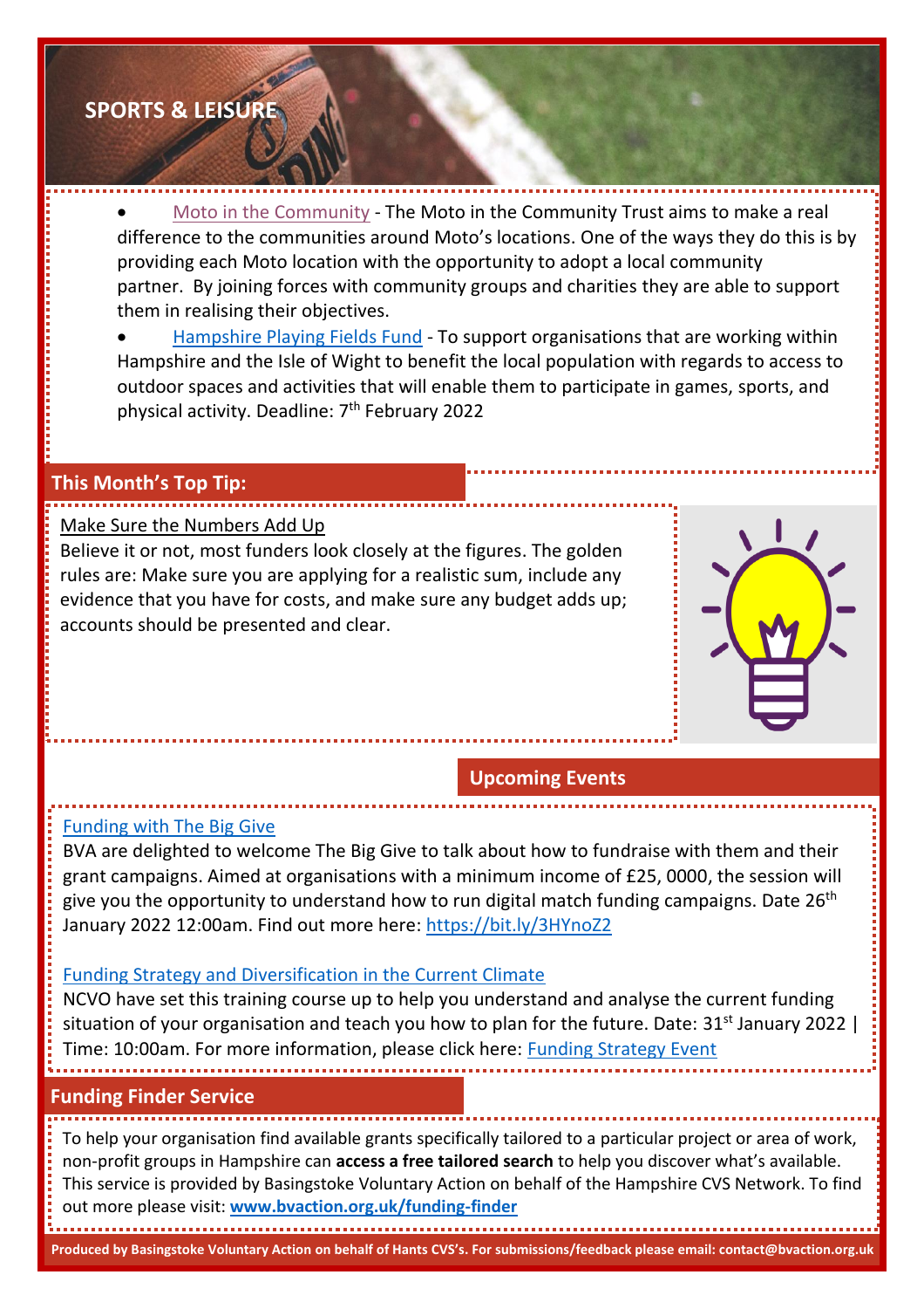## SPORTS & LEISURE

- Moto in the Community - The Moto in the Community Trust aims to make a real difference to the communities around Moto's locations. One of the ways they do this is by providing each Moto location with the opportunity to adopt a local community partner. By joining forces with community groups and charities they are able to support them in realising their objectives.
- Hampshire Playing Fields Fund - To support organisations that are working within Hampshire and the Isle of Wight to benefit the local population with regards to access to outdoor spaces and activities that will enable them to participate in games, sports, and physical activity. Deadline: 7th February 2022

## This Month's Top Tip:

Make Sure the Numbers Add Up

Believe it or not, most funders look closely at the figures. The golden rules are: Make sure you are applying for a realistic sum, include any evidence that you have for costs, and make sure any budget adds up; accounts should be presented and clear.

## Upcoming Events

Funding with The Big Give

BVA are delighted to welcome The Big Give to talk about how to fundraise with them and their grant campaigns. Aimed at organisations with a minimum income of £25, 0000, the session will give you the opportunity to understand how to run digital match funding campaigns. Date 26th January 2022 12:00am. Find out more here: https://bit.ly/3HYnoZ2

Funding Strategy and Diversification in the Current Climate

NCVO have set this training course up to help you understand and analyse the current funding situation of your organisation and teach you how to plan for the future. Date: 31st January 2022 | Time: 10:00am. For more information, please click here: Funding Strategy Event

## Funding Finder Service

To help your organisation find available grants specifically tailored to a particular project or area of work, non-profit groups in Hampshire can **access a free tailored search** to help you discover what's available. This service is provided by Basingstoke Voluntary Action on behalf of the Hampshire CVS Network. To find out more please visit: **www.bvaction.org.uk/funding-finder**

**Produced by Basingstoke Voluntary Action on behalf of Hants CVS's. For submissions/feedback please email: contact@bvaction.org.uk**